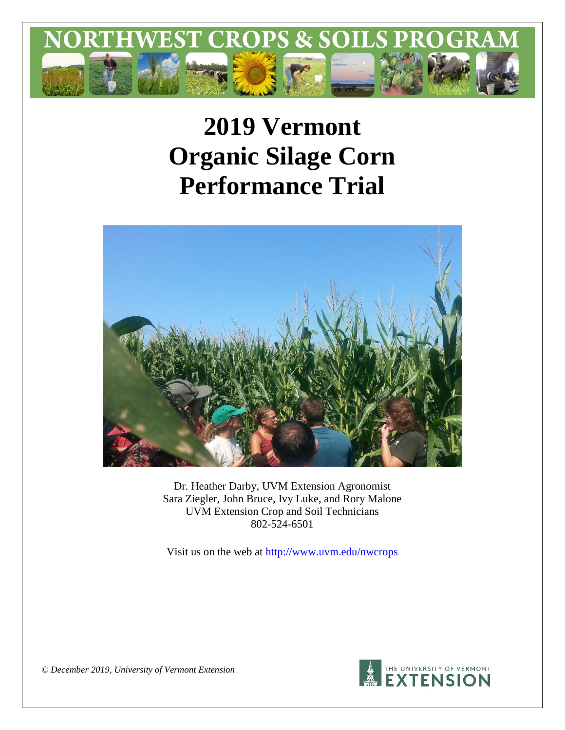# NORTHWEST CROPS & SOILS PROGRAM

# 2019 Vermont Organic Silage Corn Performance Trial

Dr. Heather Darby, UVM Extension Agronomist
Sara Ziegler, John Bruce, Ivy Luke, and Rory Malone
UVM Extension Crop and Soil Technicians
802-524-6501

Visit us on the web at http://www.uvm.edu/nwcrops

*© December 2019, University of Vermont Extension*

THE UNIVERSITY OF VERMONT EXTENSION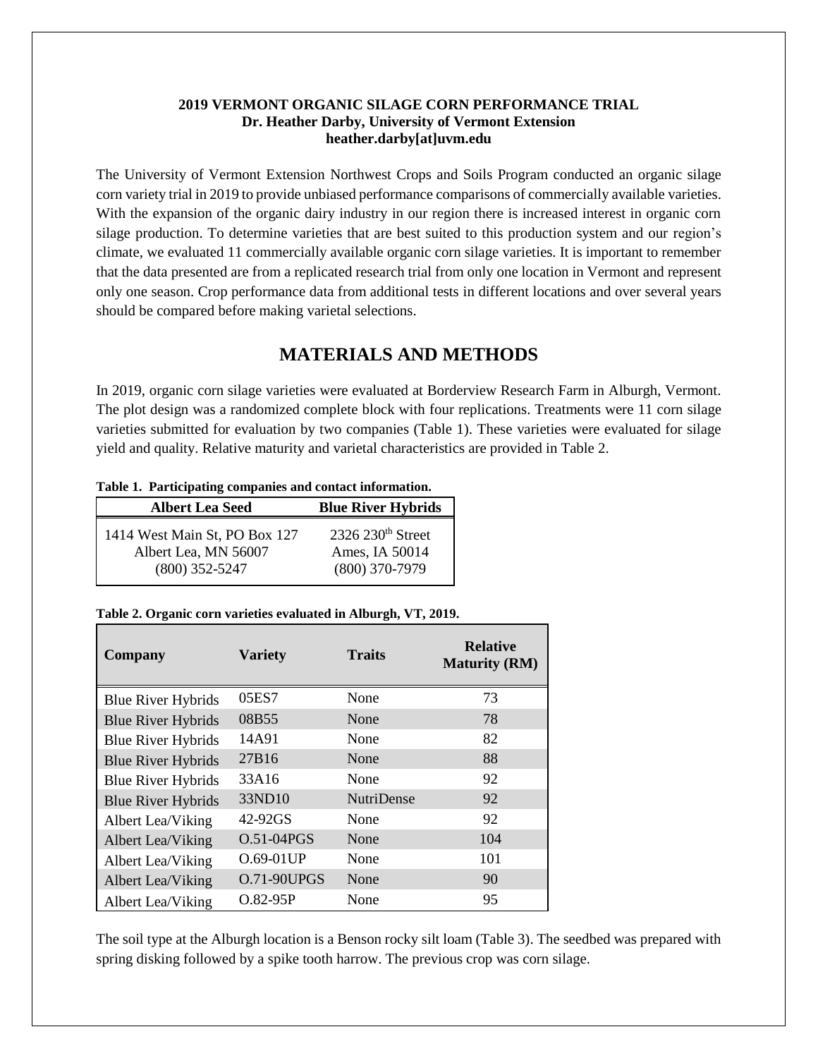**2019 VERMONT ORGANIC SILAGE CORN PERFORMANCE TRIAL**
**Dr. Heather Darby, University of Vermont Extension**
**heather.darby[at]uvm.edu**

The University of Vermont Extension Northwest Crops and Soils Program conducted an organic silage corn variety trial in 2019 to provide unbiased performance comparisons of commercially available varieties. With the expansion of the organic dairy industry in our region there is increased interest in organic corn silage production. To determine varieties that are best suited to this production system and our region's climate, we evaluated 11 commercially available organic corn silage varieties. It is important to remember that the data presented are from a replicated research trial from only one location in Vermont and represent only one season. Crop performance data from additional tests in different locations and over several years should be compared before making varietal selections.

## MATERIALS AND METHODS

In 2019, organic corn silage varieties were evaluated at Borderview Research Farm in Alburgh, Vermont. The plot design was a randomized complete block with four replications. Treatments were 11 corn silage varieties submitted for evaluation by two companies (Table 1). These varieties were evaluated for silage yield and quality. Relative maturity and varietal characteristics are provided in Table 2.

**Table 1. Participating companies and contact information.**

| Albert Lea Seed | Blue River Hybrids |
|---|---|
| 1414 West Main St, PO Box 127<br>Albert Lea, MN 56007<br>(800) 352-5247 | 2326 230th Street<br>Ames, IA 50014<br>(800) 370-7979 |

**Table 2. Organic corn varieties evaluated in Alburgh, VT, 2019.**

| Company | Variety | Traits | Relative Maturity (RM) |
|---|---|---|---|
| Blue River Hybrids | 05ES7 | None | 73 |
| Blue River Hybrids | 08B55 | None | 78 |
| Blue River Hybrids | 14A91 | None | 82 |
| Blue River Hybrids | 27B16 | None | 88 |
| Blue River Hybrids | 33A16 | None | 92 |
| Blue River Hybrids | 33ND10 | NutriDense | 92 |
| Albert Lea/Viking | 42-92GS | None | 92 |
| Albert Lea/Viking | O.51-04PGS | None | 104 |
| Albert Lea/Viking | O.69-01UP | None | 101 |
| Albert Lea/Viking | O.71-90UPGS | None | 90 |
| Albert Lea/Viking | O.82-95P | None | 95 |

The soil type at the Alburgh location is a Benson rocky silt loam (Table 3). The seedbed was prepared with spring disking followed by a spike tooth harrow. The previous crop was corn silage.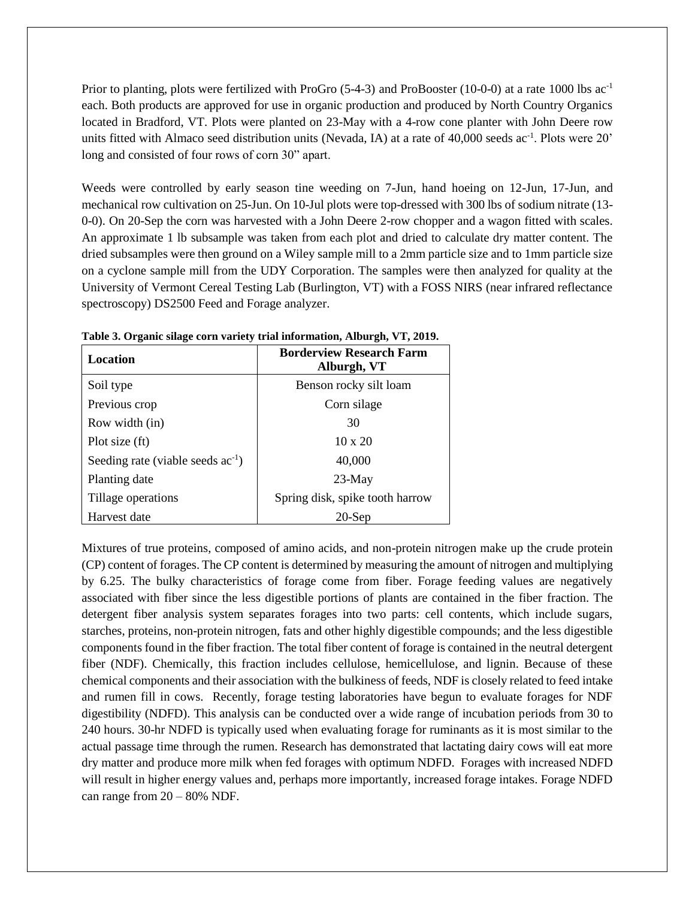Prior to planting, plots were fertilized with ProGro (5-4-3) and ProBooster (10-0-0) at a rate 1000 lbs ac$^{-1}$ each. Both products are approved for use in organic production and produced by North Country Organics located in Bradford, VT. Plots were planted on 23-May with a 4-row cone planter with John Deere row units fitted with Almaco seed distribution units (Nevada, IA) at a rate of 40,000 seeds ac$^{-1}$. Plots were 20' long and consisted of four rows of corn 30" apart.

Weeds were controlled by early season tine weeding on 7-Jun, hand hoeing on 12-Jun, 17-Jun, and mechanical row cultivation on 25-Jun. On 10-Jul plots were top-dressed with 300 lbs of sodium nitrate (13-0-0). On 20-Sep the corn was harvested with a John Deere 2-row chopper and a wagon fitted with scales. An approximate 1 lb subsample was taken from each plot and dried to calculate dry matter content. The dried subsamples were then ground on a Wiley sample mill to a 2mm particle size and to 1mm particle size on a cyclone sample mill from the UDY Corporation. The samples were then analyzed for quality at the University of Vermont Cereal Testing Lab (Burlington, VT) with a FOSS NIRS (near infrared reflectance spectroscopy) DS2500 Feed and Forage analyzer.

**Table 3. Organic silage corn variety trial information, Alburgh, VT, 2019.**

| Location | Borderview Research Farm Alburgh, VT |
|---|---|
| Soil type | Benson rocky silt loam |
| Previous crop | Corn silage |
| Row width (in) | 30 |
| Plot size (ft) | 10 x 20 |
| Seeding rate (viable seeds ac$^{-1}$) | 40,000 |
| Planting date | 23-May |
| Tillage operations | Spring disk, spike tooth harrow |
| Harvest date | 20-Sep |

Mixtures of true proteins, composed of amino acids, and non-protein nitrogen make up the crude protein (CP) content of forages. The CP content is determined by measuring the amount of nitrogen and multiplying by 6.25. The bulky characteristics of forage come from fiber. Forage feeding values are negatively associated with fiber since the less digestible portions of plants are contained in the fiber fraction. The detergent fiber analysis system separates forages into two parts: cell contents, which include sugars, starches, proteins, non-protein nitrogen, fats and other highly digestible compounds; and the less digestible components found in the fiber fraction. The total fiber content of forage is contained in the neutral detergent fiber (NDF). Chemically, this fraction includes cellulose, hemicellulose, and lignin. Because of these chemical components and their association with the bulkiness of feeds, NDF is closely related to feed intake and rumen fill in cows. Recently, forage testing laboratories have begun to evaluate forages for NDF digestibility (NDFD). This analysis can be conducted over a wide range of incubation periods from 30 to 240 hours. 30-hr NDFD is typically used when evaluating forage for ruminants as it is most similar to the actual passage time through the rumen. Research has demonstrated that lactating dairy cows will eat more dry matter and produce more milk when fed forages with optimum NDFD. Forages with increased NDFD will result in higher energy values and, perhaps more importantly, increased forage intakes. Forage NDFD can range from 20 – 80% NDF.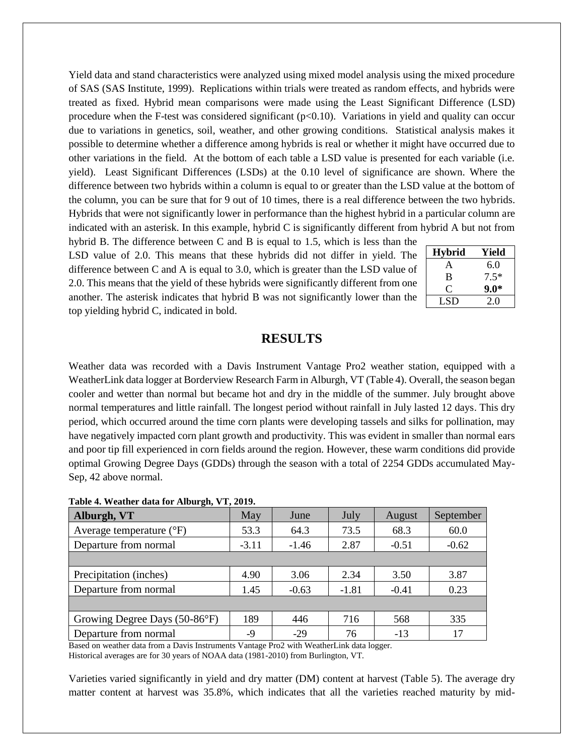Yield data and stand characteristics were analyzed using mixed model analysis using the mixed procedure of SAS (SAS Institute, 1999). Replications within trials were treated as random effects, and hybrids were treated as fixed. Hybrid mean comparisons were made using the Least Significant Difference (LSD) procedure when the F-test was considered significant ($p<0.10$). Variations in yield and quality can occur due to variations in genetics, soil, weather, and other growing conditions. Statistical analysis makes it possible to determine whether a difference among hybrids is real or whether it might have occurred due to other variations in the field. At the bottom of each table a LSD value is presented for each variable (i.e. yield). Least Significant Differences (LSDs) at the 0.10 level of significance are shown. Where the difference between two hybrids within a column is equal to or greater than the LSD value at the bottom of the column, you can be sure that for 9 out of 10 times, there is a real difference between the two hybrids. Hybrids that were not significantly lower in performance than the highest hybrid in a particular column are indicated with an asterisk. In this example, hybrid C is significantly different from hybrid A but not from hybrid B. The difference between C and B is equal to 1.5, which is less than the LSD value of 2.0. This means that these hybrids did not differ in yield. The difference between C and A is equal to 3.0, which is greater than the LSD value of 2.0. This means that the yield of these hybrids were significantly different from one another. The asterisk indicates that hybrid B was not significantly lower than the top yielding hybrid C, indicated in bold.

| Hybrid | Yield |
|---|---|
| A | 6.0 |
| B | 7.5* |
| C | **9.0*** |
| LSD | 2.0 |

## RESULTS

Weather data was recorded with a Davis Instrument Vantage Pro2 weather station, equipped with a WeatherLink data logger at Borderview Research Farm in Alburgh, VT (Table 4). Overall, the season began cooler and wetter than normal but became hot and dry in the middle of the summer. July brought above normal temperatures and little rainfall. The longest period without rainfall in July lasted 12 days. This dry period, which occurred around the time corn plants were developing tassels and silks for pollination, may have negatively impacted corn plant growth and productivity. This was evident in smaller than normal ears and poor tip fill experienced in corn fields around the region. However, these warm conditions did provide optimal Growing Degree Days (GDDs) through the season with a total of 2254 GDDs accumulated May-Sep, 42 above normal.

**Table 4. Weather data for Alburgh, VT, 2019.**

| Alburgh, VT | May | June | July | August | September |
|---|---|---|---|---|---|
| Average temperature (°F) | 53.3 | 64.3 | 73.5 | 68.3 | 60.0 |
| Departure from normal | -3.11 | -1.46 | 2.87 | -0.51 | -0.62 |
| | | | | | |
| Precipitation (inches) | 4.90 | 3.06 | 2.34 | 3.50 | 3.87 |
| Departure from normal | 1.45 | -0.63 | -1.81 | -0.41 | 0.23 |
| | | | | | |
| Growing Degree Days (50-86°F) | 189 | 446 | 716 | 568 | 335 |
| Departure from normal | -9 | -29 | 76 | -13 | 17 |

Based on weather data from a Davis Instruments Vantage Pro2 with WeatherLink data logger.
Historical averages are for 30 years of NOAA data (1981-2010) from Burlington, VT.

Varieties varied significantly in yield and dry matter (DM) content at harvest (Table 5). The average dry matter content at harvest was 35.8%, which indicates that all the varieties reached maturity by mid-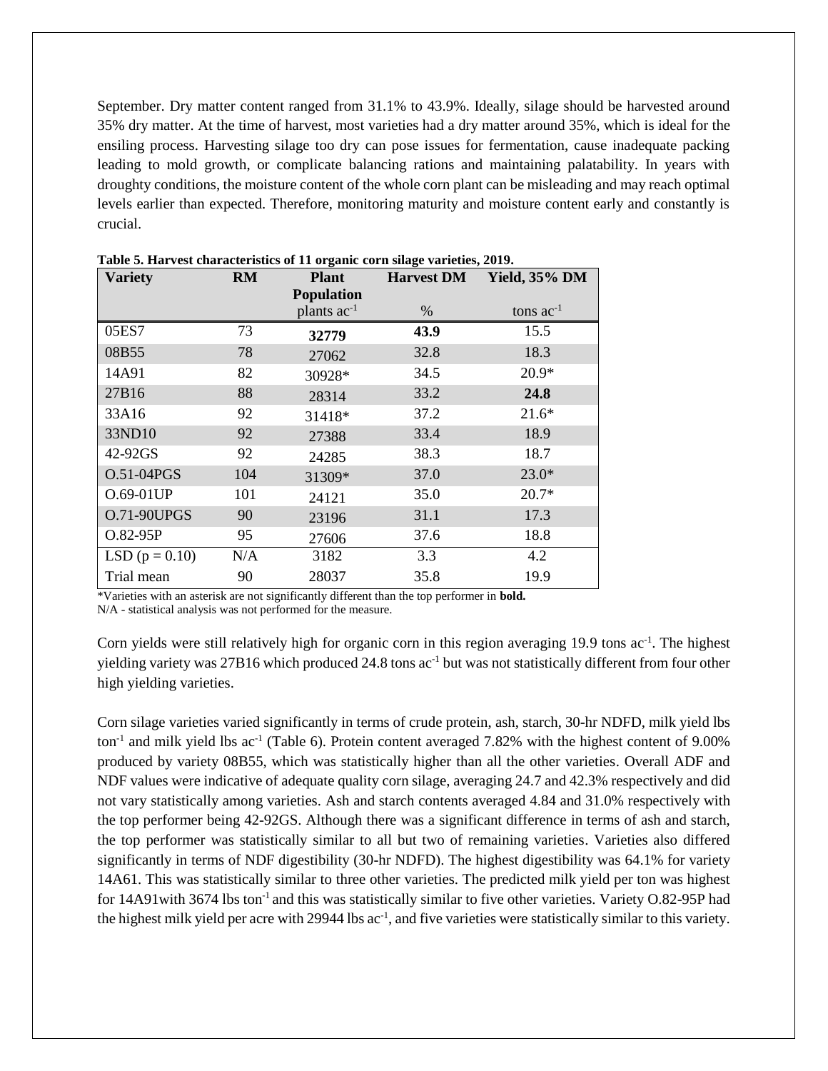September. Dry matter content ranged from 31.1% to 43.9%. Ideally, silage should be harvested around 35% dry matter. At the time of harvest, most varieties had a dry matter around 35%, which is ideal for the ensiling process. Harvesting silage too dry can pose issues for fermentation, cause inadequate packing leading to mold growth, or complicate balancing rations and maintaining palatability. In years with droughty conditions, the moisture content of the whole corn plant can be misleading and may reach optimal levels earlier than expected. Therefore, monitoring maturity and moisture content early and constantly is crucial.

**Table 5. Harvest characteristics of 11 organic corn silage varieties, 2019.**

| Variety | RM | Plant Population | Harvest DM | Yield, 35% DM |
|---|---|---|---|---|
| | | plants ac$^{-1}$ | % | tons ac$^{-1}$ |
| 05ES7 | 73 | **32779** | **43.9** | 15.5 |
| 08B55 | 78 | 27062 | 32.8 | 18.3 |
| 14A91 | 82 | 30928* | 34.5 | 20.9* |
| 27B16 | 88 | 28314 | 33.2 | **24.8** |
| 33A16 | 92 | 31418* | 37.2 | 21.6* |
| 33ND10 | 92 | 27388 | 33.4 | 18.9 |
| 42-92GS | 92 | 24285 | 38.3 | 18.7 |
| O.51-04PGS | 104 | 31309* | 37.0 | 23.0* |
| O.69-01UP | 101 | 24121 | 35.0 | 20.7* |
| O.71-90UPGS | 90 | 23196 | 31.1 | 17.3 |
| O.82-95P | 95 | 27606 | 37.6 | 18.8 |
| LSD (p = 0.10) | N/A | 3182 | 3.3 | 4.2 |
| Trial mean | 90 | 28037 | 35.8 | 19.9 |

*Varieties with an asterisk are not significantly different than the top performer in **bold.**
N/A - statistical analysis was not performed for the measure.

Corn yields were still relatively high for organic corn in this region averaging 19.9 tons ac$^{-1}$. The highest yielding variety was 27B16 which produced 24.8 tons ac$^{-1}$ but was not statistically different from four other high yielding varieties.

Corn silage varieties varied significantly in terms of crude protein, ash, starch, 30-hr NDFD, milk yield lbs ton$^{-1}$ and milk yield lbs ac$^{-1}$ (Table 6). Protein content averaged 7.82% with the highest content of 9.00% produced by variety 08B55, which was statistically higher than all the other varieties. Overall ADF and NDF values were indicative of adequate quality corn silage, averaging 24.7 and 42.3% respectively and did not vary statistically among varieties. Ash and starch contents averaged 4.84 and 31.0% respectively with the top performer being 42-92GS. Although there was a significant difference in terms of ash and starch, the top performer was statistically similar to all but two of remaining varieties. Varieties also differed significantly in terms of NDF digestibility (30-hr NDFD). The highest digestibility was 64.1% for variety 14A61. This was statistically similar to three other varieties. The predicted milk yield per ton was highest for 14A91with 3674 lbs ton$^{-1}$ and this was statistically similar to five other varieties. Variety O.82-95P had the highest milk yield per acre with 29944 lbs ac$^{-1}$, and five varieties were statistically similar to this variety.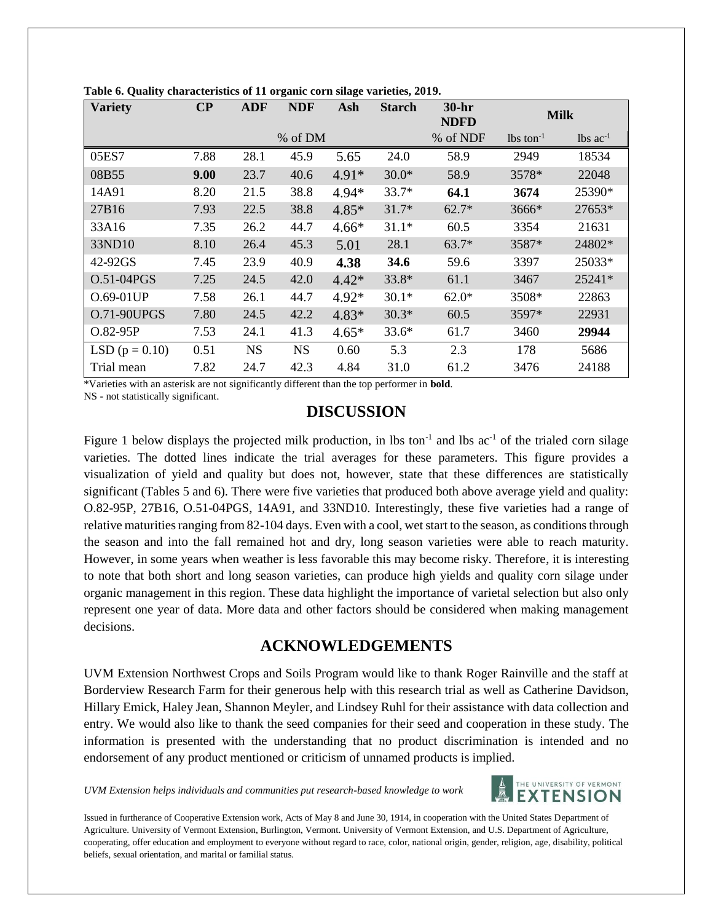**Table 6. Quality characteristics of 11 organic corn silage varieties, 2019.**

| Variety | CP | ADF | NDF | Ash | Starch | 30-hr NDFD | Milk | |
|---|---|---|---|---|---|---|---|---|
| | | | % of DM | | | % of NDF | lbs ton$^{-1}$ | lbs ac$^{-1}$ |
| 05ES7 | 7.88 | 28.1 | 45.9 | 5.65 | 24.0 | 58.9 | 2949 | 18534 |
| 08B55 | **9.00** | 23.7 | 40.6 | 4.91* | 30.0* | 58.9 | 3578* | 22048 |
| 14A91 | 8.20 | 21.5 | 38.8 | 4.94* | 33.7* | **64.1** | **3674** | 25390* |
| 27B16 | 7.93 | 22.5 | 38.8 | 4.85* | 31.7* | 62.7* | 3666* | 27653* |
| 33A16 | 7.35 | 26.2 | 44.7 | 4.66* | 31.1* | 60.5 | 3354 | 21631 |
| 33ND10 | 8.10 | 26.4 | 45.3 | 5.01 | 28.1 | 63.7* | 3587* | 24802* |
| 42-92GS | 7.45 | 23.9 | 40.9 | **4.38** | **34.6** | 59.6 | 3397 | 25033* |
| O.51-04PGS | 7.25 | 24.5 | 42.0 | 4.42* | 33.8* | 61.1 | 3467 | 25241* |
| O.69-01UP | 7.58 | 26.1 | 44.7 | 4.92* | 30.1* | 62.0* | 3508* | 22863 |
| O.71-90UPGS | 7.80 | 24.5 | 42.2 | 4.83* | 30.3* | 60.5 | 3597* | 22931 |
| O.82-95P | 7.53 | 24.1 | 41.3 | 4.65* | 33.6* | 61.7 | 3460 | **29944** |
| LSD ($p = 0.10$) | 0.51 | NS | NS | 0.60 | 5.3 | 2.3 | 178 | 5686 |
| Trial mean | 7.82 | 24.7 | 42.3 | 4.84 | 31.0 | 61.2 | 3476 | 24188 |

*Varieties with an asterisk are not significantly different than the top performer in **bold**.
NS - not statistically significant.

## DISCUSSION

Figure 1 below displays the projected milk production, in lbs ton$^{-1}$ and lbs ac$^{-1}$ of the trialed corn silage varieties. The dotted lines indicate the trial averages for these parameters. This figure provides a visualization of yield and quality but does not, however, state that these differences are statistically significant (Tables 5 and 6). There were five varieties that produced both above average yield and quality: O.82-95P, 27B16, O.51-04PGS, 14A91, and 33ND10. Interestingly, these five varieties had a range of relative maturities ranging from 82-104 days. Even with a cool, wet start to the season, as conditions through the season and into the fall remained hot and dry, long season varieties were able to reach maturity. However, in some years when weather is less favorable this may become risky. Therefore, it is interesting to note that both short and long season varieties, can produce high yields and quality corn silage under organic management in this region. These data highlight the importance of varietal selection but also only represent one year of data. More data and other factors should be considered when making management decisions.

## ACKNOWLEDGEMENTS

UVM Extension Northwest Crops and Soils Program would like to thank Roger Rainville and the staff at Borderview Research Farm for their generous help with this research trial as well as Catherine Davidson, Hillary Emick, Haley Jean, Shannon Meyler, and Lindsey Ruhl for their assistance with data collection and entry. We would also like to thank the seed companies for their seed and cooperation in these study. The information is presented with the understanding that no product discrimination is intended and no endorsement of any product mentioned or criticism of unnamed products is implied.

*UVM Extension helps individuals and communities put research-based knowledge to work*

Issued in furtherance of Cooperative Extension work, Acts of May 8 and June 30, 1914, in cooperation with the United States Department of Agriculture. University of Vermont Extension, Burlington, Vermont. University of Vermont Extension, and U.S. Department of Agriculture, cooperating, offer education and employment to everyone without regard to race, color, national origin, gender, religion, age, disability, political beliefs, sexual orientation, and marital or familial status.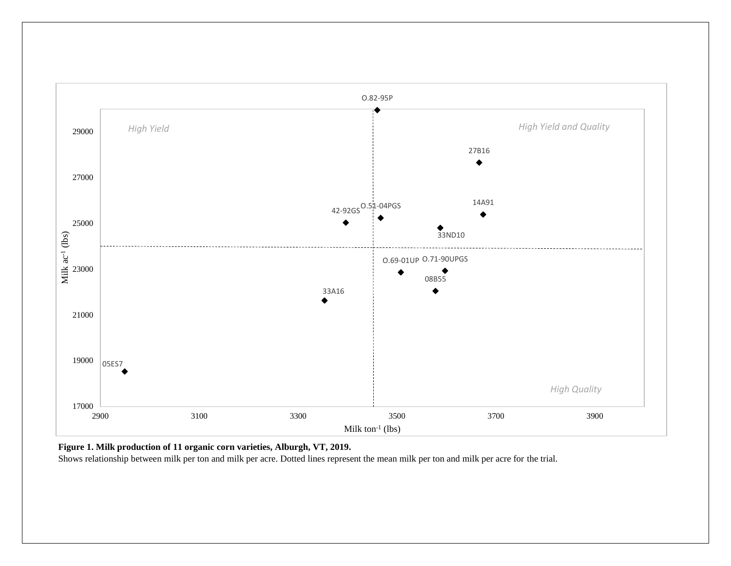O.82-95P

High Yield

High Yield and Quality

27B16

14A91

42-92GS

O.51-04PGS

33ND10

O.69-01UP

O.71-90UPGS

08B55

33A16

05ES7

High Quality

Milk ac$^{-1}$ (lbs)

29000

27000

25000

23000

21000

19000

17000

2900

3100

3300

3500

3700

3900

Milk ton$^{-1}$ (lbs)

**Figure 1. Milk production of 11 organic corn varieties, Alburgh, VT, 2019.**
Shows relationship between milk per ton and milk per acre. Dotted lines represent the mean milk per ton and milk per acre for the trial.